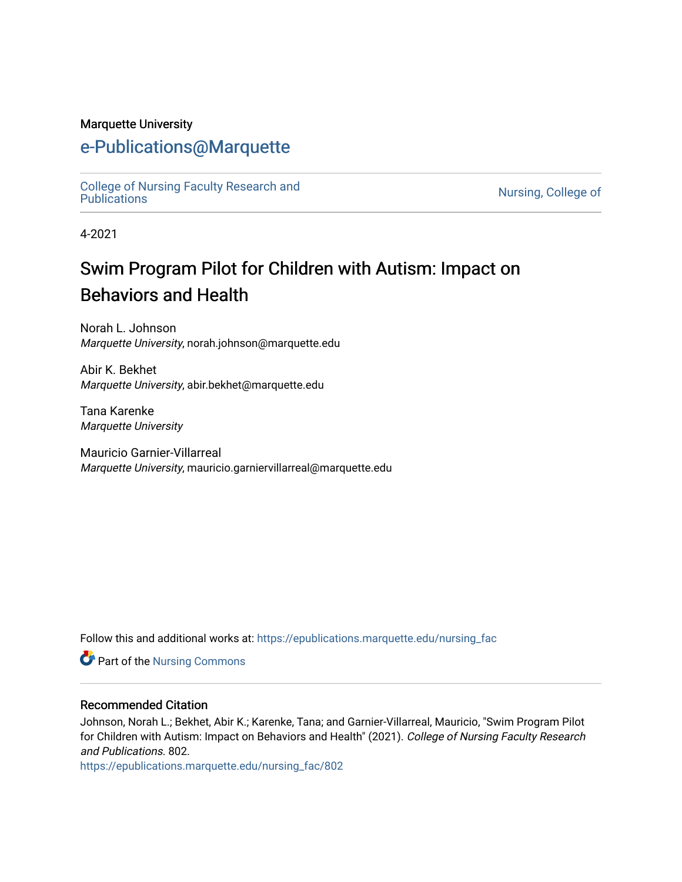Marquette University

# e-Publications@Marquette

College of Nursing Faculty Research and Publications | Nursing, College of

4-2021

# Swim Program Pilot for Children with Autism: Impact on Behaviors and Health

Norah L. Johnson
*Marquette University*, norah.johnson@marquette.edu

Abir K. Bekhet
*Marquette University*, abir.bekhet@marquette.edu

Tana Karenke
*Marquette University*

Mauricio Garnier-Villarreal
*Marquette University*, mauricio.garniervillarreal@marquette.edu

Follow this and additional works at: https://epublications.marquette.edu/nursing_fac

Part of the Nursing Commons

## Recommended Citation

Johnson, Norah L.; Bekhet, Abir K.; Karenke, Tana; and Garnier-Villarreal, Mauricio, "Swim Program Pilot for Children with Autism: Impact on Behaviors and Health" (2021). *College of Nursing Faculty Research and Publications*. 802.
https://epublications.marquette.edu/nursing_fac/802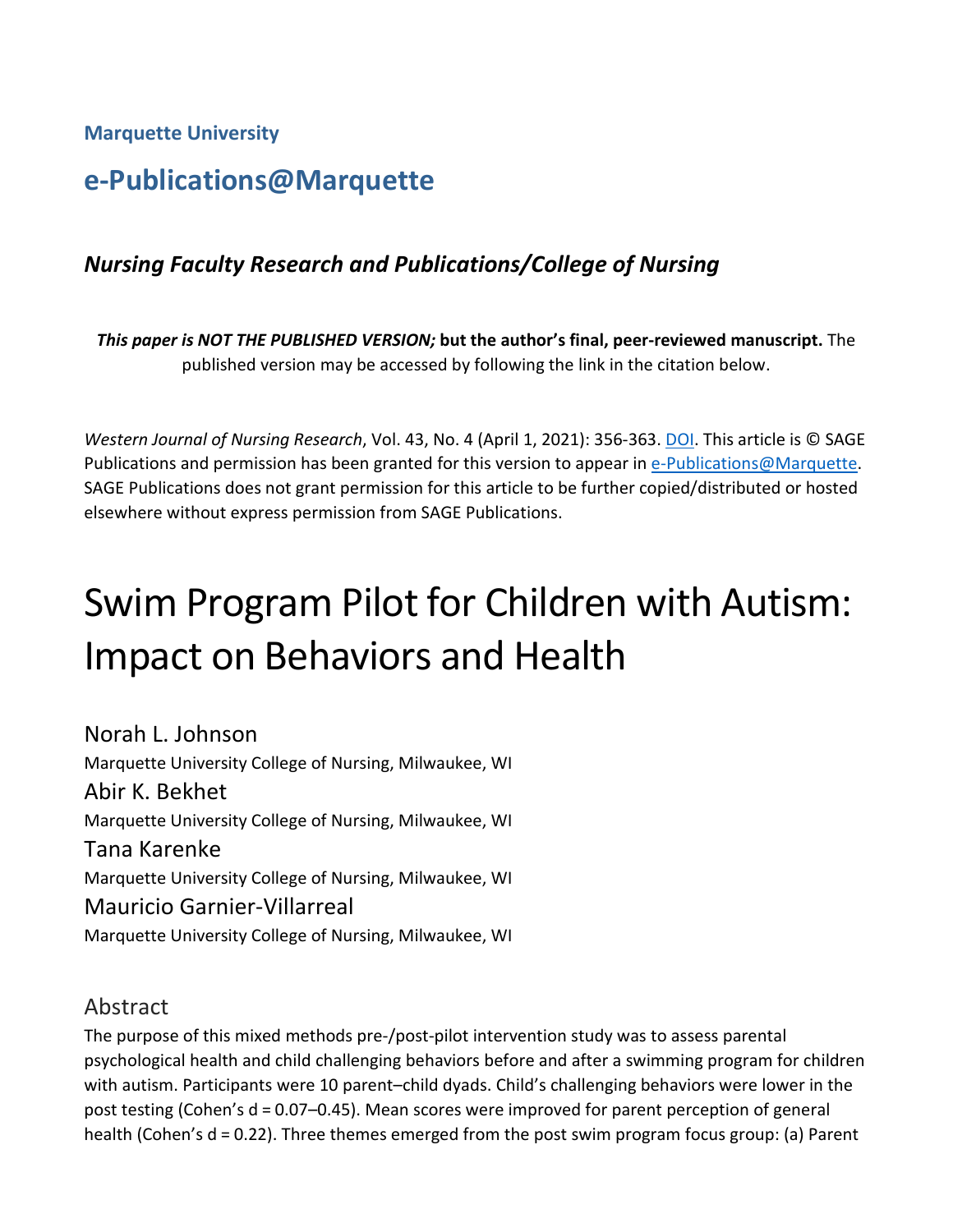**Marquette University**

## e-Publications@Marquette

### *Nursing Faculty Research and Publications/College of Nursing*

***This paper is NOT THE PUBLISHED VERSION;* but the author's final, peer-reviewed manuscript.** The published version may be accessed by following the link in the citation below.

*Western Journal of Nursing Research*, Vol. 43, No. 4 (April 1, 2021): 356-363. DOI. This article is © SAGE Publications and permission has been granted for this version to appear in e-Publications@Marquette. SAGE Publications does not grant permission for this article to be further copied/distributed or hosted elsewhere without express permission from SAGE Publications.

# Swim Program Pilot for Children with Autism: Impact on Behaviors and Health

Norah L. Johnson
Marquette University College of Nursing, Milwaukee, WI

Abir K. Bekhet
Marquette University College of Nursing, Milwaukee, WI

Tana Karenke
Marquette University College of Nursing, Milwaukee, WI

Mauricio Garnier-Villarreal
Marquette University College of Nursing, Milwaukee, WI

## Abstract

The purpose of this mixed methods pre-/post-pilot intervention study was to assess parental psychological health and child challenging behaviors before and after a swimming program for children with autism. Participants were 10 parent–child dyads. Child's challenging behaviors were lower in the post testing (Cohen's d = 0.07–0.45). Mean scores were improved for parent perception of general health (Cohen's d = 0.22). Three themes emerged from the post swim program focus group: (a) Parent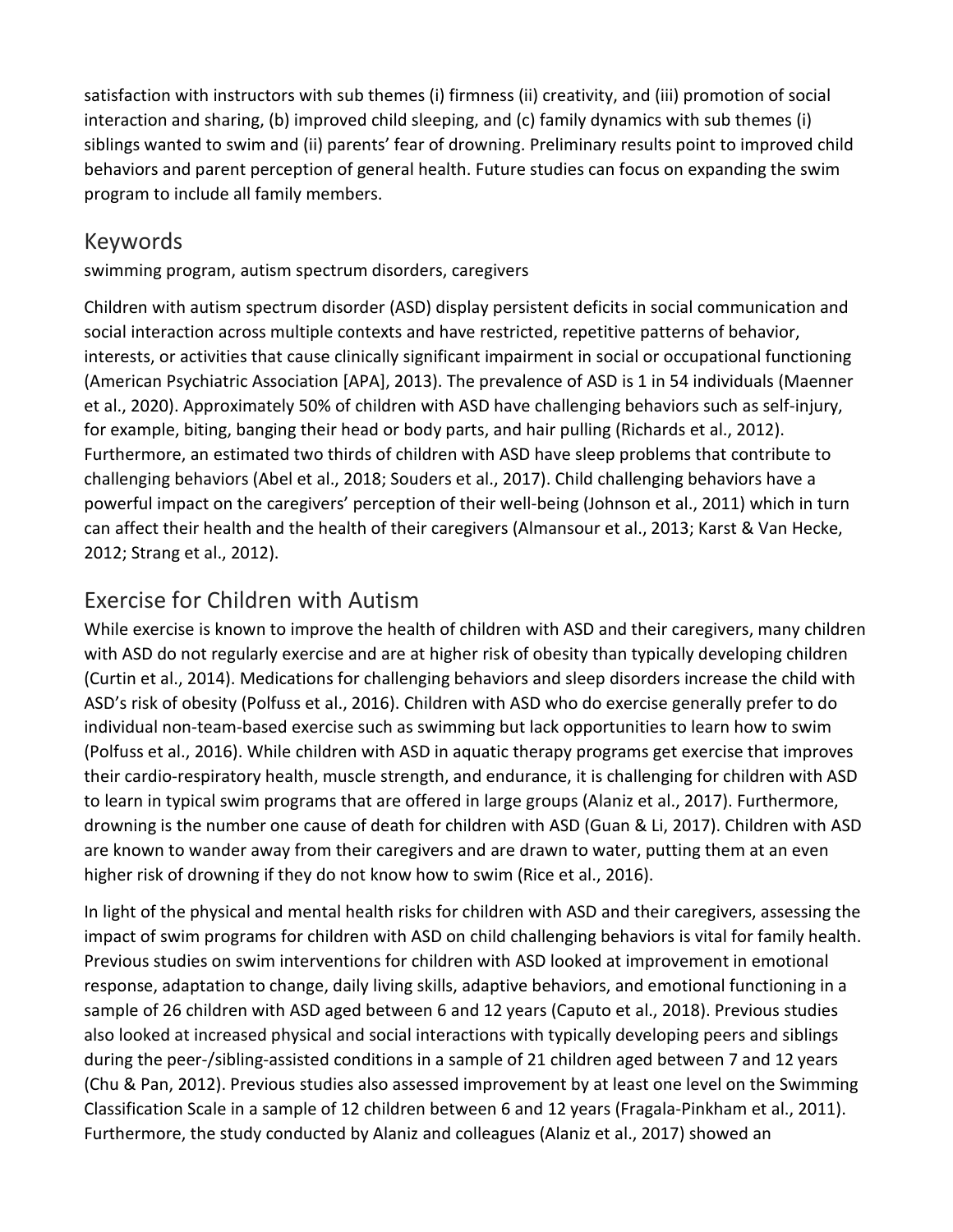satisfaction with instructors with sub themes (i) firmness (ii) creativity, and (iii) promotion of social interaction and sharing, (b) improved child sleeping, and (c) family dynamics with sub themes (i) siblings wanted to swim and (ii) parents' fear of drowning. Preliminary results point to improved child behaviors and parent perception of general health. Future studies can focus on expanding the swim program to include all family members.

## Keywords

swimming program, autism spectrum disorders, caregivers

Children with autism spectrum disorder (ASD) display persistent deficits in social communication and social interaction across multiple contexts and have restricted, repetitive patterns of behavior, interests, or activities that cause clinically significant impairment in social or occupational functioning (American Psychiatric Association [APA], 2013). The prevalence of ASD is 1 in 54 individuals (Maenner et al., 2020). Approximately 50% of children with ASD have challenging behaviors such as self-injury, for example, biting, banging their head or body parts, and hair pulling (Richards et al., 2012). Furthermore, an estimated two thirds of children with ASD have sleep problems that contribute to challenging behaviors (Abel et al., 2018; Souders et al., 2017). Child challenging behaviors have a powerful impact on the caregivers' perception of their well-being (Johnson et al., 2011) which in turn can affect their health and the health of their caregivers (Almansour et al., 2013; Karst & Van Hecke, 2012; Strang et al., 2012).

## Exercise for Children with Autism

While exercise is known to improve the health of children with ASD and their caregivers, many children with ASD do not regularly exercise and are at higher risk of obesity than typically developing children (Curtin et al., 2014). Medications for challenging behaviors and sleep disorders increase the child with ASD's risk of obesity (Polfuss et al., 2016). Children with ASD who do exercise generally prefer to do individual non-team-based exercise such as swimming but lack opportunities to learn how to swim (Polfuss et al., 2016). While children with ASD in aquatic therapy programs get exercise that improves their cardio-respiratory health, muscle strength, and endurance, it is challenging for children with ASD to learn in typical swim programs that are offered in large groups (Alaniz et al., 2017). Furthermore, drowning is the number one cause of death for children with ASD (Guan & Li, 2017). Children with ASD are known to wander away from their caregivers and are drawn to water, putting them at an even higher risk of drowning if they do not know how to swim (Rice et al., 2016).

In light of the physical and mental health risks for children with ASD and their caregivers, assessing the impact of swim programs for children with ASD on child challenging behaviors is vital for family health. Previous studies on swim interventions for children with ASD looked at improvement in emotional response, adaptation to change, daily living skills, adaptive behaviors, and emotional functioning in a sample of 26 children with ASD aged between 6 and 12 years (Caputo et al., 2018). Previous studies also looked at increased physical and social interactions with typically developing peers and siblings during the peer-/sibling-assisted conditions in a sample of 21 children aged between 7 and 12 years (Chu & Pan, 2012). Previous studies also assessed improvement by at least one level on the Swimming Classification Scale in a sample of 12 children between 6 and 12 years (Fragala-Pinkham et al., 2011). Furthermore, the study conducted by Alaniz and colleagues (Alaniz et al., 2017) showed an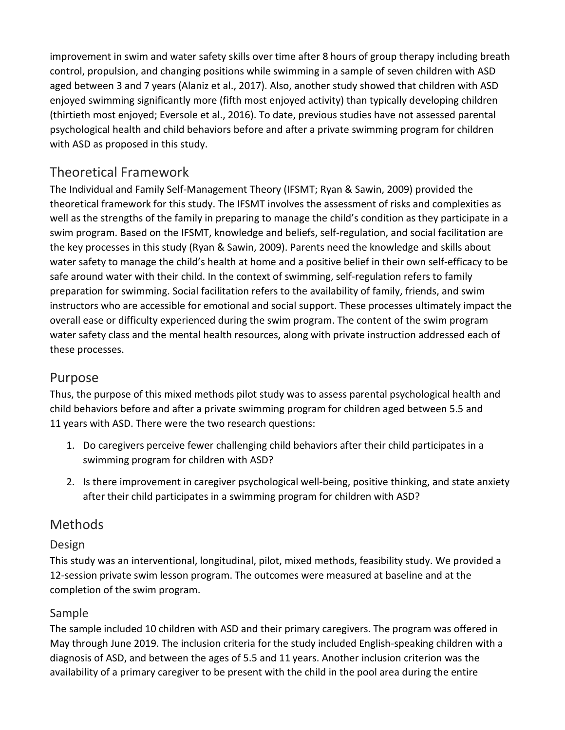improvement in swim and water safety skills over time after 8 hours of group therapy including breath control, propulsion, and changing positions while swimming in a sample of seven children with ASD aged between 3 and 7 years (Alaniz et al., 2017). Also, another study showed that children with ASD enjoyed swimming significantly more (fifth most enjoyed activity) than typically developing children (thirtieth most enjoyed; Eversole et al., 2016). To date, previous studies have not assessed parental psychological health and child behaviors before and after a private swimming program for children with ASD as proposed in this study.

## Theoretical Framework

The Individual and Family Self-Management Theory (IFSMT; Ryan & Sawin, 2009) provided the theoretical framework for this study. The IFSMT involves the assessment of risks and complexities as well as the strengths of the family in preparing to manage the child's condition as they participate in a swim program. Based on the IFSMT, knowledge and beliefs, self-regulation, and social facilitation are the key processes in this study (Ryan & Sawin, 2009). Parents need the knowledge and skills about water safety to manage the child's health at home and a positive belief in their own self-efficacy to be safe around water with their child. In the context of swimming, self-regulation refers to family preparation for swimming. Social facilitation refers to the availability of family, friends, and swim instructors who are accessible for emotional and social support. These processes ultimately impact the overall ease or difficulty experienced during the swim program. The content of the swim program water safety class and the mental health resources, along with private instruction addressed each of these processes.

## Purpose

Thus, the purpose of this mixed methods pilot study was to assess parental psychological health and child behaviors before and after a private swimming program for children aged between 5.5 and 11 years with ASD. There were the two research questions:

1. Do caregivers perceive fewer challenging child behaviors after their child participates in a swimming program for children with ASD?
2. Is there improvement in caregiver psychological well-being, positive thinking, and state anxiety after their child participates in a swimming program for children with ASD?

## Methods

### Design

This study was an interventional, longitudinal, pilot, mixed methods, feasibility study. We provided a 12-session private swim lesson program. The outcomes were measured at baseline and at the completion of the swim program.

### Sample

The sample included 10 children with ASD and their primary caregivers. The program was offered in May through June 2019. The inclusion criteria for the study included English-speaking children with a diagnosis of ASD, and between the ages of 5.5 and 11 years. Another inclusion criterion was the availability of a primary caregiver to be present with the child in the pool area during the entire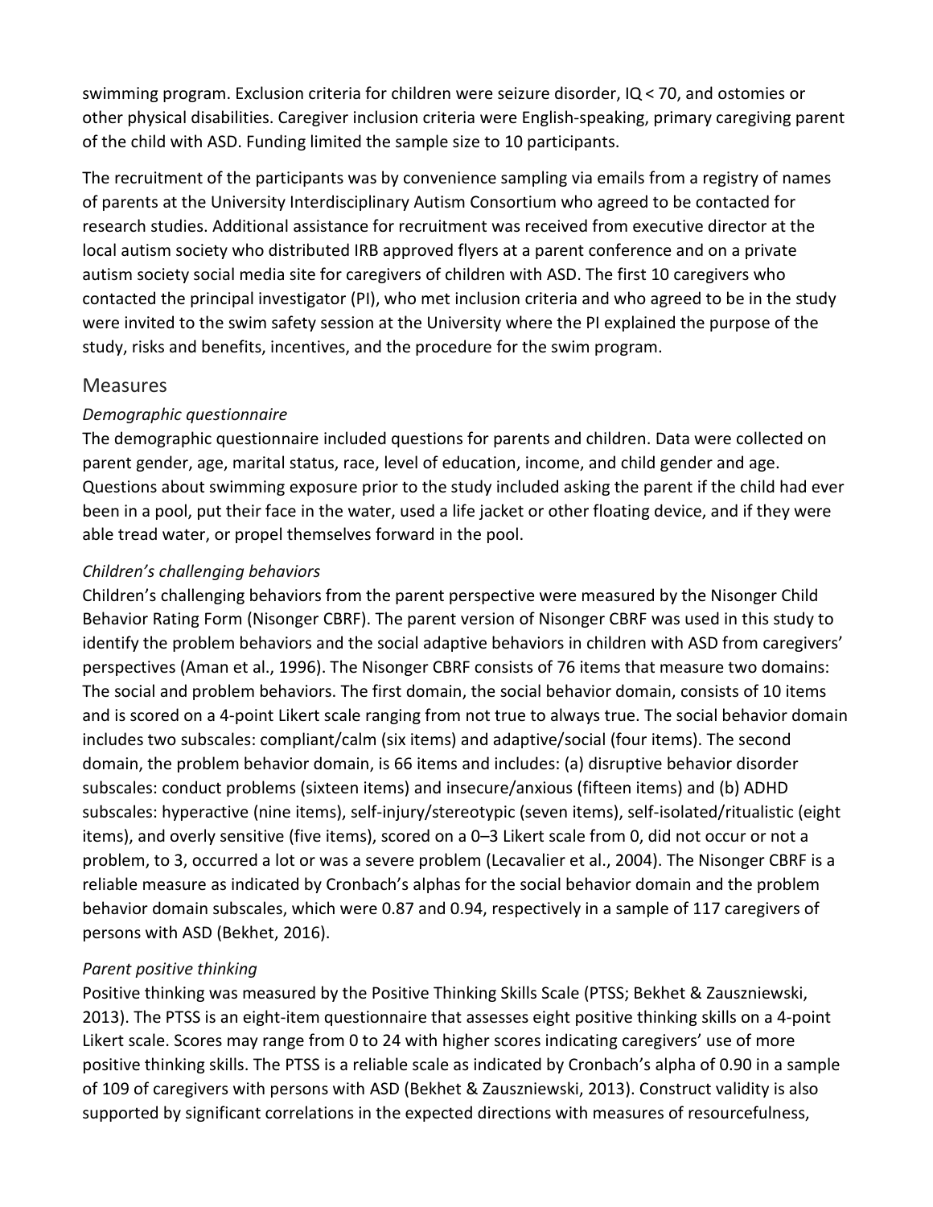swimming program. Exclusion criteria for children were seizure disorder, IQ < 70, and ostomies or other physical disabilities. Caregiver inclusion criteria were English-speaking, primary caregiving parent of the child with ASD. Funding limited the sample size to 10 participants.

The recruitment of the participants was by convenience sampling via emails from a registry of names of parents at the University Interdisciplinary Autism Consortium who agreed to be contacted for research studies. Additional assistance for recruitment was received from executive director at the local autism society who distributed IRB approved flyers at a parent conference and on a private autism society social media site for caregivers of children with ASD. The first 10 caregivers who contacted the principal investigator (PI), who met inclusion criteria and who agreed to be in the study were invited to the swim safety session at the University where the PI explained the purpose of the study, risks and benefits, incentives, and the procedure for the swim program.

## Measures

### *Demographic questionnaire*

The demographic questionnaire included questions for parents and children. Data were collected on parent gender, age, marital status, race, level of education, income, and child gender and age. Questions about swimming exposure prior to the study included asking the parent if the child had ever been in a pool, put their face in the water, used a life jacket or other floating device, and if they were able tread water, or propel themselves forward in the pool.

### *Children's challenging behaviors*

Children's challenging behaviors from the parent perspective were measured by the Nisonger Child Behavior Rating Form (Nisonger CBRF). The parent version of Nisonger CBRF was used in this study to identify the problem behaviors and the social adaptive behaviors in children with ASD from caregivers' perspectives (Aman et al., 1996). The Nisonger CBRF consists of 76 items that measure two domains: The social and problem behaviors. The first domain, the social behavior domain, consists of 10 items and is scored on a 4-point Likert scale ranging from not true to always true. The social behavior domain includes two subscales: compliant/calm (six items) and adaptive/social (four items). The second domain, the problem behavior domain, is 66 items and includes: (a) disruptive behavior disorder subscales: conduct problems (sixteen items) and insecure/anxious (fifteen items) and (b) ADHD subscales: hyperactive (nine items), self-injury/stereotypic (seven items), self-isolated/ritualistic (eight items), and overly sensitive (five items), scored on a 0–3 Likert scale from 0, did not occur or not a problem, to 3, occurred a lot or was a severe problem (Lecavalier et al., 2004). The Nisonger CBRF is a reliable measure as indicated by Cronbach's alphas for the social behavior domain and the problem behavior domain subscales, which were 0.87 and 0.94, respectively in a sample of 117 caregivers of persons with ASD (Bekhet, 2016).

### *Parent positive thinking*

Positive thinking was measured by the Positive Thinking Skills Scale (PTSS; Bekhet & Zauszniewski, 2013). The PTSS is an eight-item questionnaire that assesses eight positive thinking skills on a 4-point Likert scale. Scores may range from 0 to 24 with higher scores indicating caregivers' use of more positive thinking skills. The PTSS is a reliable scale as indicated by Cronbach's alpha of 0.90 in a sample of 109 of caregivers with persons with ASD (Bekhet & Zauszniewski, 2013). Construct validity is also supported by significant correlations in the expected directions with measures of resourcefulness,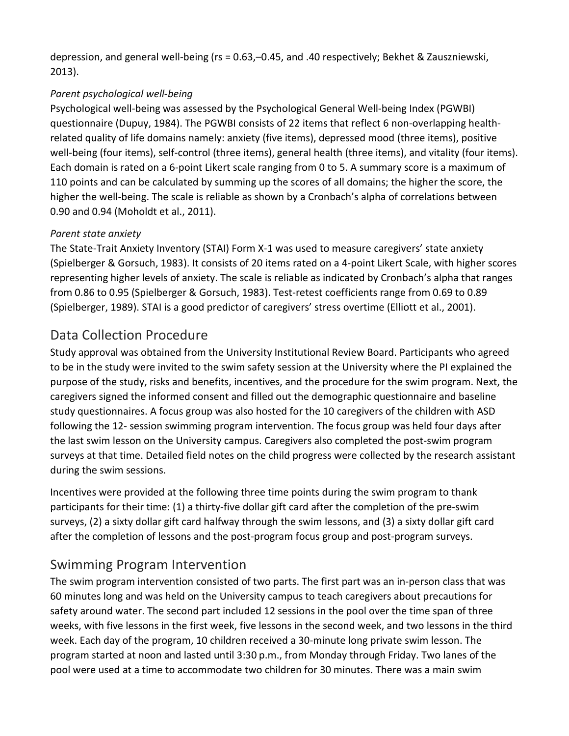depression, and general well-being (rs = 0.63,–0.45, and .40 respectively; Bekhet & Zauszniewski, 2013).

*Parent psychological well-being*

Psychological well-being was assessed by the Psychological General Well-being Index (PGWBI) questionnaire (Dupuy, 1984). The PGWBI consists of 22 items that reflect 6 non-overlapping health-related quality of life domains namely: anxiety (five items), depressed mood (three items), positive well-being (four items), self-control (three items), general health (three items), and vitality (four items). Each domain is rated on a 6-point Likert scale ranging from 0 to 5. A summary score is a maximum of 110 points and can be calculated by summing up the scores of all domains; the higher the score, the higher the well-being. The scale is reliable as shown by a Cronbach's alpha of correlations between 0.90 and 0.94 (Moholdt et al., 2011).

*Parent state anxiety*

The State-Trait Anxiety Inventory (STAI) Form X-1 was used to measure caregivers' state anxiety (Spielberger & Gorsuch, 1983). It consists of 20 items rated on a 4-point Likert Scale, with higher scores representing higher levels of anxiety. The scale is reliable as indicated by Cronbach's alpha that ranges from 0.86 to 0.95 (Spielberger & Gorsuch, 1983). Test-retest coefficients range from 0.69 to 0.89 (Spielberger, 1989). STAI is a good predictor of caregivers' stress overtime (Elliott et al., 2001).

## Data Collection Procedure

Study approval was obtained from the University Institutional Review Board. Participants who agreed to be in the study were invited to the swim safety session at the University where the PI explained the purpose of the study, risks and benefits, incentives, and the procedure for the swim program. Next, the caregivers signed the informed consent and filled out the demographic questionnaire and baseline study questionnaires. A focus group was also hosted for the 10 caregivers of the children with ASD following the 12- session swimming program intervention. The focus group was held four days after the last swim lesson on the University campus. Caregivers also completed the post-swim program surveys at that time. Detailed field notes on the child progress were collected by the research assistant during the swim sessions.

Incentives were provided at the following three time points during the swim program to thank participants for their time: (1) a thirty-five dollar gift card after the completion of the pre-swim surveys, (2) a sixty dollar gift card halfway through the swim lessons, and (3) a sixty dollar gift card after the completion of lessons and the post-program focus group and post-program surveys.

## Swimming Program Intervention

The swim program intervention consisted of two parts. The first part was an in-person class that was 60 minutes long and was held on the University campus to teach caregivers about precautions for safety around water. The second part included 12 sessions in the pool over the time span of three weeks, with five lessons in the first week, five lessons in the second week, and two lessons in the third week. Each day of the program, 10 children received a 30-minute long private swim lesson. The program started at noon and lasted until 3:30 p.m., from Monday through Friday. Two lanes of the pool were used at a time to accommodate two children for 30 minutes. There was a main swim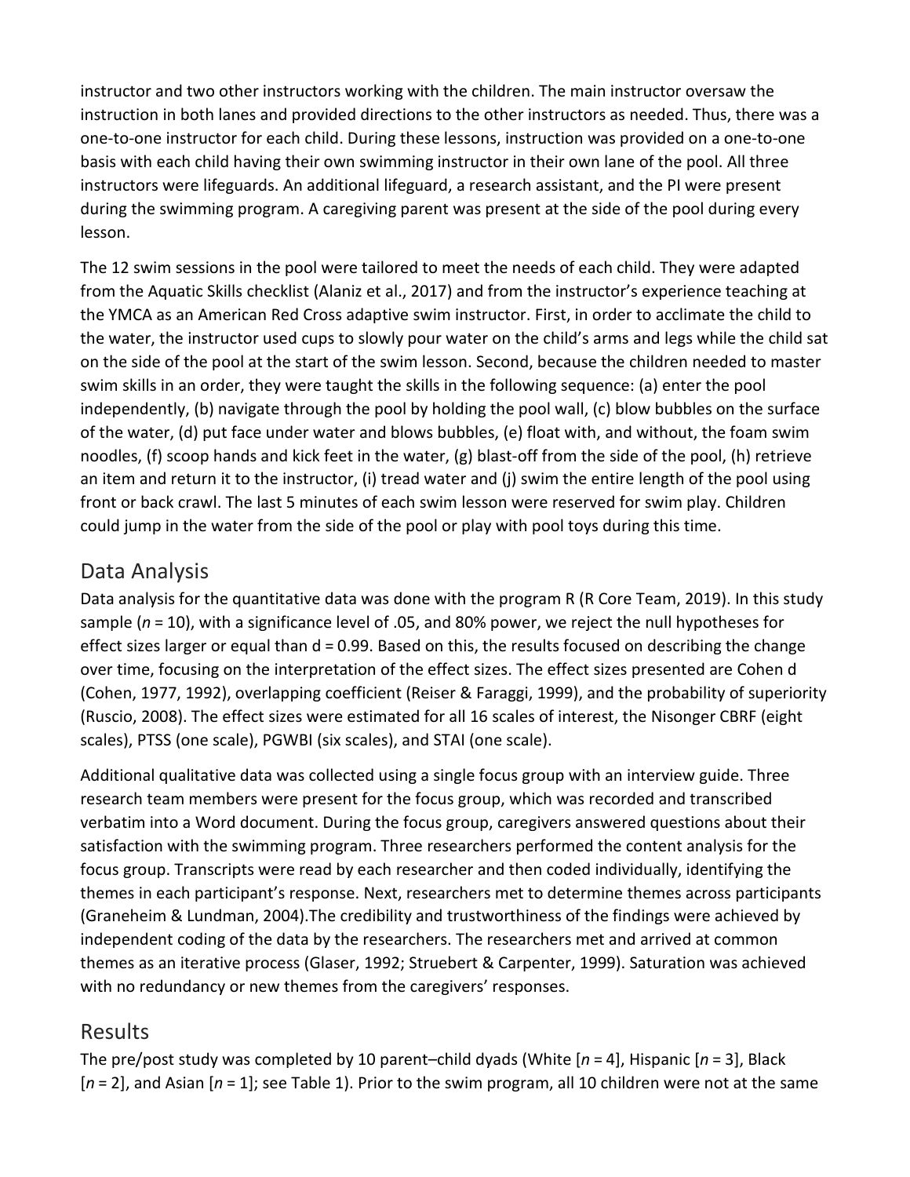instructor and two other instructors working with the children. The main instructor oversaw the instruction in both lanes and provided directions to the other instructors as needed. Thus, there was a one-to-one instructor for each child. During these lessons, instruction was provided on a one-to-one basis with each child having their own swimming instructor in their own lane of the pool. All three instructors were lifeguards. An additional lifeguard, a research assistant, and the PI were present during the swimming program. A caregiving parent was present at the side of the pool during every lesson.

The 12 swim sessions in the pool were tailored to meet the needs of each child. They were adapted from the Aquatic Skills checklist (Alaniz et al., 2017) and from the instructor's experience teaching at the YMCA as an American Red Cross adaptive swim instructor. First, in order to acclimate the child to the water, the instructor used cups to slowly pour water on the child's arms and legs while the child sat on the side of the pool at the start of the swim lesson. Second, because the children needed to master swim skills in an order, they were taught the skills in the following sequence: (a) enter the pool independently, (b) navigate through the pool by holding the pool wall, (c) blow bubbles on the surface of the water, (d) put face under water and blows bubbles, (e) float with, and without, the foam swim noodles, (f) scoop hands and kick feet in the water, (g) blast-off from the side of the pool, (h) retrieve an item and return it to the instructor, (i) tread water and (j) swim the entire length of the pool using front or back crawl. The last 5 minutes of each swim lesson were reserved for swim play. Children could jump in the water from the side of the pool or play with pool toys during this time.

## Data Analysis

Data analysis for the quantitative data was done with the program R (R Core Team, 2019). In this study sample ($n = 10$), with a significance level of .05, and 80% power, we reject the null hypotheses for effect sizes larger or equal than $d = 0.99$. Based on this, the results focused on describing the change over time, focusing on the interpretation of the effect sizes. The effect sizes presented are Cohen d (Cohen, 1977, 1992), overlapping coefficient (Reiser & Faraggi, 1999), and the probability of superiority (Ruscio, 2008). The effect sizes were estimated for all 16 scales of interest, the Nisonger CBRF (eight scales), PTSS (one scale), PGWBI (six scales), and STAI (one scale).

Additional qualitative data was collected using a single focus group with an interview guide. Three research team members were present for the focus group, which was recorded and transcribed verbatim into a Word document. During the focus group, caregivers answered questions about their satisfaction with the swimming program. Three researchers performed the content analysis for the focus group. Transcripts were read by each researcher and then coded individually, identifying the themes in each participant's response. Next, researchers met to determine themes across participants (Graneheim & Lundman, 2004).The credibility and trustworthiness of the findings were achieved by independent coding of the data by the researchers. The researchers met and arrived at common themes as an iterative process (Glaser, 1992; Struebert & Carpenter, 1999). Saturation was achieved with no redundancy or new themes from the caregivers' responses.

## Results

The pre/post study was completed by 10 parent–child dyads (White [*n* = 4], Hispanic [*n* = 3], Black [*n* = 2], and Asian [*n* = 1]; see Table 1). Prior to the swim program, all 10 children were not at the same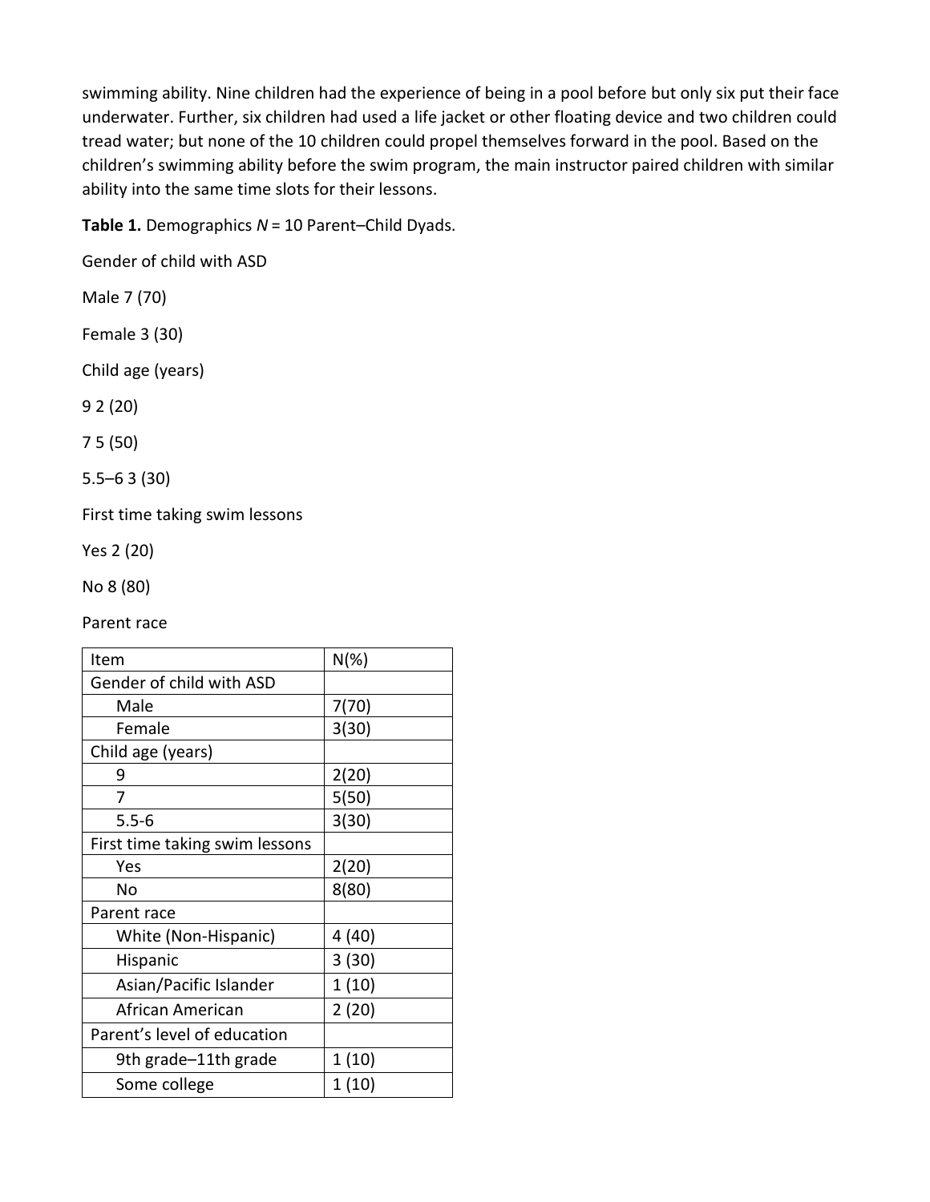swimming ability. Nine children had the experience of being in a pool before but only six put their face underwater. Further, six children had used a life jacket or other floating device and two children could tread water; but none of the 10 children could propel themselves forward in the pool. Based on the children's swimming ability before the swim program, the main instructor paired children with similar ability into the same time slots for their lessons.

**Table 1.** Demographics *N* = 10 Parent–Child Dyads.

Gender of child with ASD

Male 7 (70)

Female 3 (30)

Child age (years)

9 2 (20)

7 5 (50)

5.5–6 3 (30)

First time taking swim lessons

Yes 2 (20)

No 8 (80)

Parent race

| Item | N(%) |
|---|---|
| Gender of child with ASD | |
| Male | 7(70) |
| Female | 3(30) |
| Child age (years) | |
| 9 | 2(20) |
| 7 | 5(50) |
| 5.5-6 | 3(30) |
| First time taking swim lessons | |
| Yes | 2(20) |
| No | 8(80) |
| Parent race | |
| White (Non-Hispanic) | 4 (40) |
| Hispanic | 3 (30) |
| Asian/Pacific Islander | 1 (10) |
| African American | 2 (20) |
| Parent's level of education | |
| 9th grade–11th grade | 1 (10) |
| Some college | 1 (10) |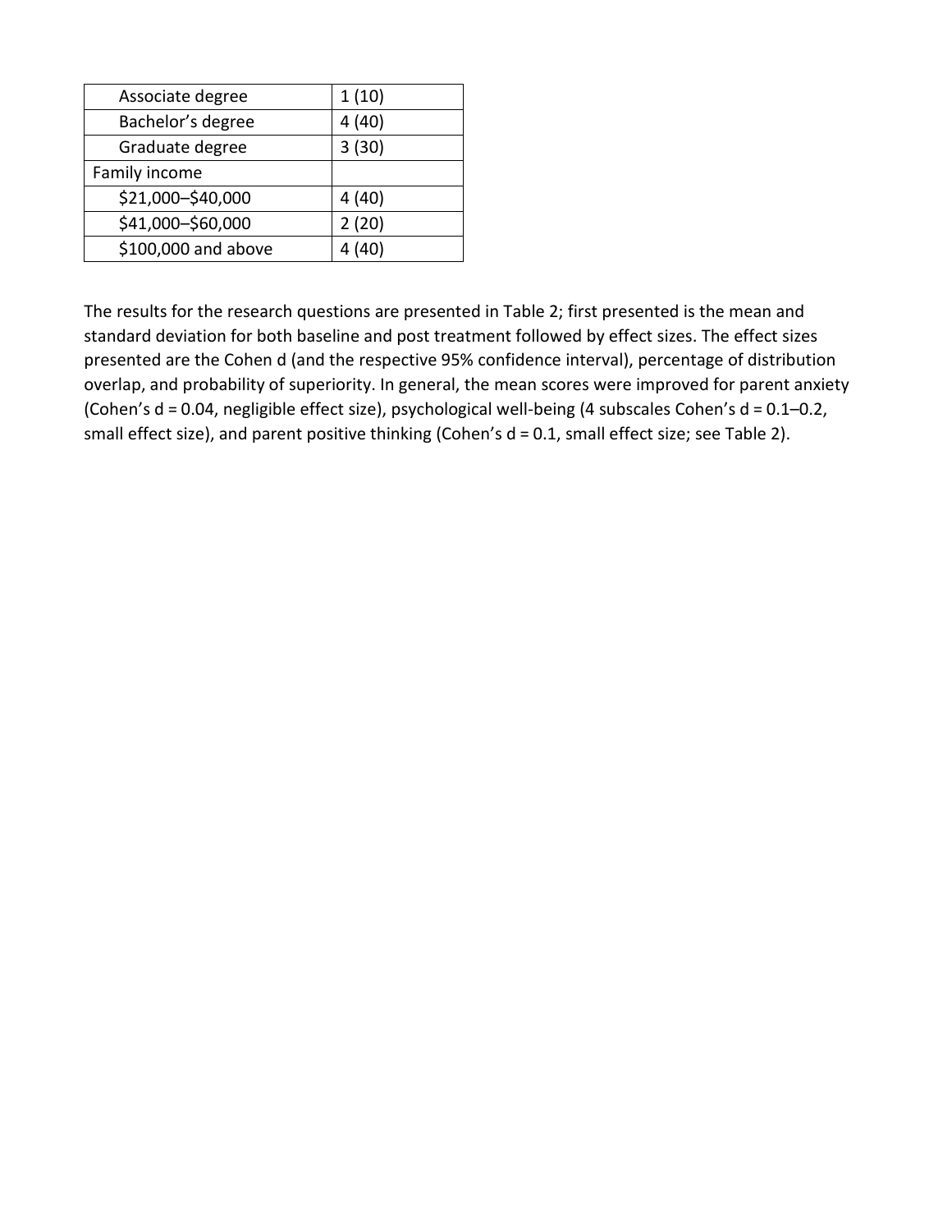| | |
|---|---|
| Associate degree | 1 (10) |
| Bachelor's degree | 4 (40) |
| Graduate degree | 3 (30) |
| Family income | |
| $21,000–$40,000 | 4 (40) |
| $41,000–$60,000 | 2 (20) |
| $100,000 and above | 4 (40) |

The results for the research questions are presented in Table 2; first presented is the mean and standard deviation for both baseline and post treatment followed by effect sizes. The effect sizes presented are the Cohen d (and the respective 95% confidence interval), percentage of distribution overlap, and probability of superiority. In general, the mean scores were improved for parent anxiety (Cohen's d = 0.04, negligible effect size), psychological well-being (4 subscales Cohen's d = 0.1–0.2, small effect size), and parent positive thinking (Cohen's d = 0.1, small effect size; see Table 2).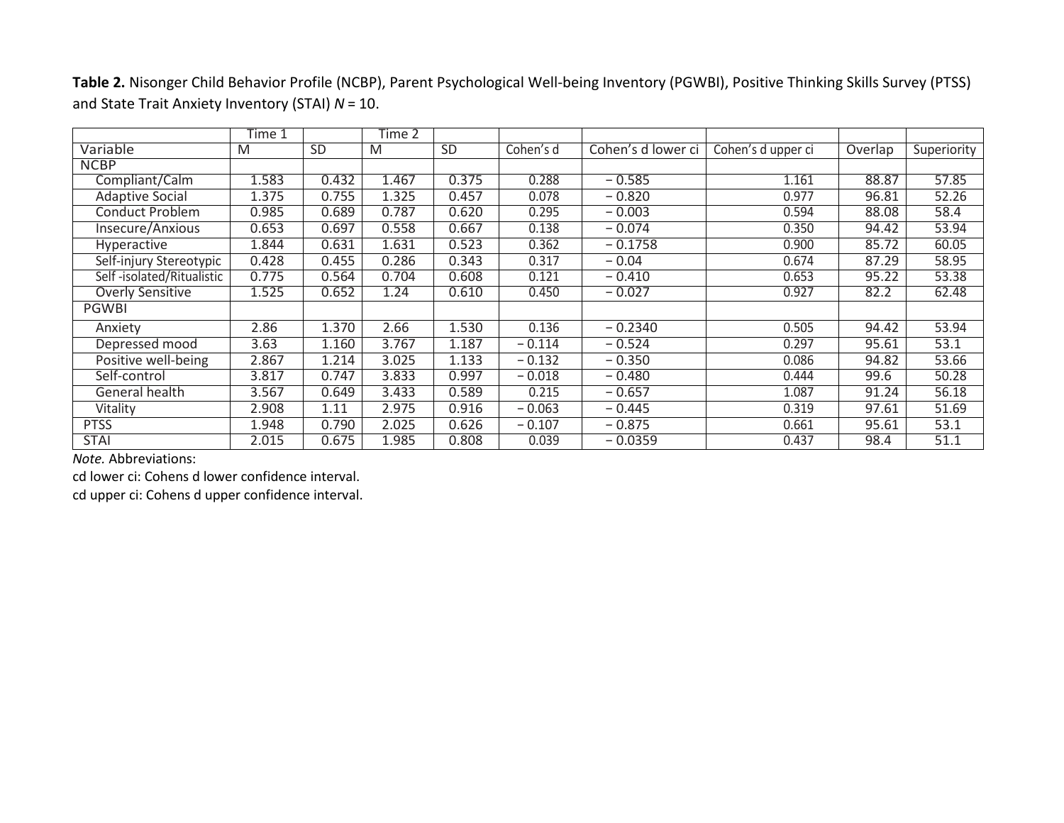**Table 2.** Nisonger Child Behavior Profile (NCBP), Parent Psychological Well-being Inventory (PGWBI), Positive Thinking Skills Survey (PTSS) and State Trait Anxiety Inventory (STAI) *N* = 10.

| | Time 1 | | Time 2 | | | | | | |
|---|---|---|---|---|---|---|---|---|---|
| Variable | M | SD | M | SD | Cohen's d | Cohen's d lower ci | Cohen's d upper ci | Overlap | Superiority |
| NCBP | | | | | | | | | |
| Compliant/Calm | 1.583 | 0.432 | 1.467 | 0.375 | 0.288 | − 0.585 | 1.161 | 88.87 | 57.85 |
| Adaptive Social | 1.375 | 0.755 | 1.325 | 0.457 | 0.078 | − 0.820 | 0.977 | 96.81 | 52.26 |
| Conduct Problem | 0.985 | 0.689 | 0.787 | 0.620 | 0.295 | − 0.003 | 0.594 | 88.08 | 58.4 |
| Insecure/Anxious | 0.653 | 0.697 | 0.558 | 0.667 | 0.138 | − 0.074 | 0.350 | 94.42 | 53.94 |
| Hyperactive | 1.844 | 0.631 | 1.631 | 0.523 | 0.362 | − 0.1758 | 0.900 | 85.72 | 60.05 |
| Self-injury Stereotypic | 0.428 | 0.455 | 0.286 | 0.343 | 0.317 | − 0.04 | 0.674 | 87.29 | 58.95 |
| Self -isolated/Ritualistic | 0.775 | 0.564 | 0.704 | 0.608 | 0.121 | − 0.410 | 0.653 | 95.22 | 53.38 |
| Overly Sensitive | 1.525 | 0.652 | 1.24 | 0.610 | 0.450 | − 0.027 | 0.927 | 82.2 | 62.48 |
| PGWBI | | | | | | | | | |
| Anxiety | 2.86 | 1.370 | 2.66 | 1.530 | 0.136 | − 0.2340 | 0.505 | 94.42 | 53.94 |
| Depressed mood | 3.63 | 1.160 | 3.767 | 1.187 | − 0.114 | − 0.524 | 0.297 | 95.61 | 53.1 |
| Positive well-being | 2.867 | 1.214 | 3.025 | 1.133 | − 0.132 | − 0.350 | 0.086 | 94.82 | 53.66 |
| Self-control | 3.817 | 0.747 | 3.833 | 0.997 | − 0.018 | − 0.480 | 0.444 | 99.6 | 50.28 |
| General health | 3.567 | 0.649 | 3.433 | 0.589 | 0.215 | − 0.657 | 1.087 | 91.24 | 56.18 |
| Vitality | 2.908 | 1.11 | 2.975 | 0.916 | − 0.063 | − 0.445 | 0.319 | 97.61 | 51.69 |
| PTSS | 1.948 | 0.790 | 2.025 | 0.626 | − 0.107 | − 0.875 | 0.661 | 95.61 | 53.1 |
| STAI | 2.015 | 0.675 | 1.985 | 0.808 | 0.039 | − 0.0359 | 0.437 | 98.4 | 51.1 |

*Note.* Abbreviations:

cd lower ci: Cohens d lower confidence interval.

cd upper ci: Cohens d upper confidence interval.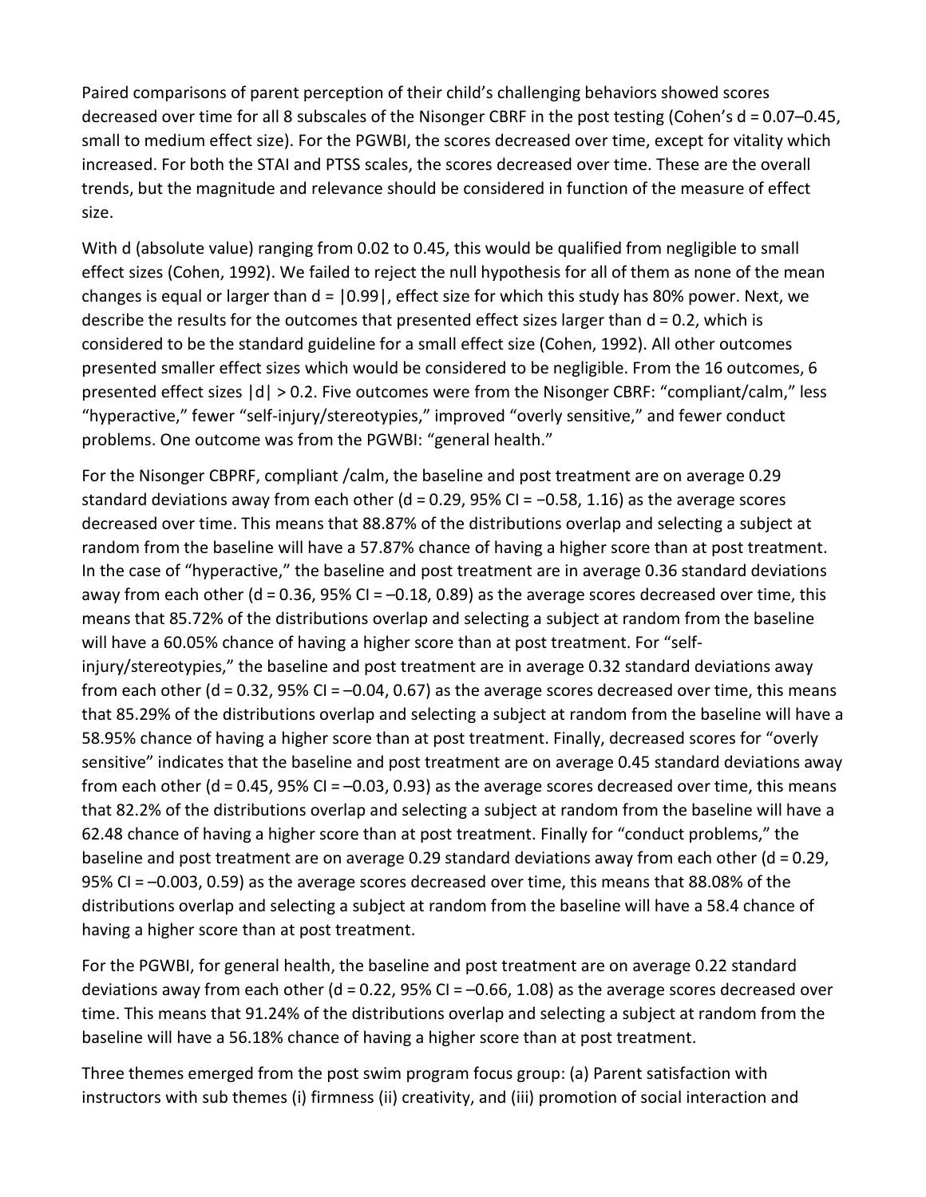Paired comparisons of parent perception of their child's challenging behaviors showed scores decreased over time for all 8 subscales of the Nisonger CBRF in the post testing (Cohen's d = 0.07–0.45, small to medium effect size). For the PGWBI, the scores decreased over time, except for vitality which increased. For both the STAI and PTSS scales, the scores decreased over time. These are the overall trends, but the magnitude and relevance should be considered in function of the measure of effect size.

With d (absolute value) ranging from 0.02 to 0.45, this would be qualified from negligible to small effect sizes (Cohen, 1992). We failed to reject the null hypothesis for all of them as none of the mean changes is equal or larger than d = |0.99|, effect size for which this study has 80% power. Next, we describe the results for the outcomes that presented effect sizes larger than d = 0.2, which is considered to be the standard guideline for a small effect size (Cohen, 1992). All other outcomes presented smaller effect sizes which would be considered to be negligible. From the 16 outcomes, 6 presented effect sizes |d| > 0.2. Five outcomes were from the Nisonger CBRF: "compliant/calm," less "hyperactive," fewer "self-injury/stereotypies," improved "overly sensitive," and fewer conduct problems. One outcome was from the PGWBI: "general health."

For the Nisonger CBPRF, compliant /calm, the baseline and post treatment are on average 0.29 standard deviations away from each other (d = 0.29, 95% CI = −0.58, 1.16) as the average scores decreased over time. This means that 88.87% of the distributions overlap and selecting a subject at random from the baseline will have a 57.87% chance of having a higher score than at post treatment. In the case of "hyperactive," the baseline and post treatment are in average 0.36 standard deviations away from each other (d = 0.36, 95% CI = –0.18, 0.89) as the average scores decreased over time, this means that 85.72% of the distributions overlap and selecting a subject at random from the baseline will have a 60.05% chance of having a higher score than at post treatment. For "self-injury/stereotypies," the baseline and post treatment are in average 0.32 standard deviations away from each other (d = 0.32, 95% CI = –0.04, 0.67) as the average scores decreased over time, this means that 85.29% of the distributions overlap and selecting a subject at random from the baseline will have a 58.95% chance of having a higher score than at post treatment. Finally, decreased scores for "overly sensitive" indicates that the baseline and post treatment are on average 0.45 standard deviations away from each other (d = 0.45, 95% CI = –0.03, 0.93) as the average scores decreased over time, this means that 82.2% of the distributions overlap and selecting a subject at random from the baseline will have a 62.48 chance of having a higher score than at post treatment. Finally for "conduct problems," the baseline and post treatment are on average 0.29 standard deviations away from each other (d = 0.29, 95% CI = –0.003, 0.59) as the average scores decreased over time, this means that 88.08% of the distributions overlap and selecting a subject at random from the baseline will have a 58.4 chance of having a higher score than at post treatment.

For the PGWBI, for general health, the baseline and post treatment are on average 0.22 standard deviations away from each other (d = 0.22, 95% CI = –0.66, 1.08) as the average scores decreased over time. This means that 91.24% of the distributions overlap and selecting a subject at random from the baseline will have a 56.18% chance of having a higher score than at post treatment.

Three themes emerged from the post swim program focus group: (a) Parent satisfaction with instructors with sub themes (i) firmness (ii) creativity, and (iii) promotion of social interaction and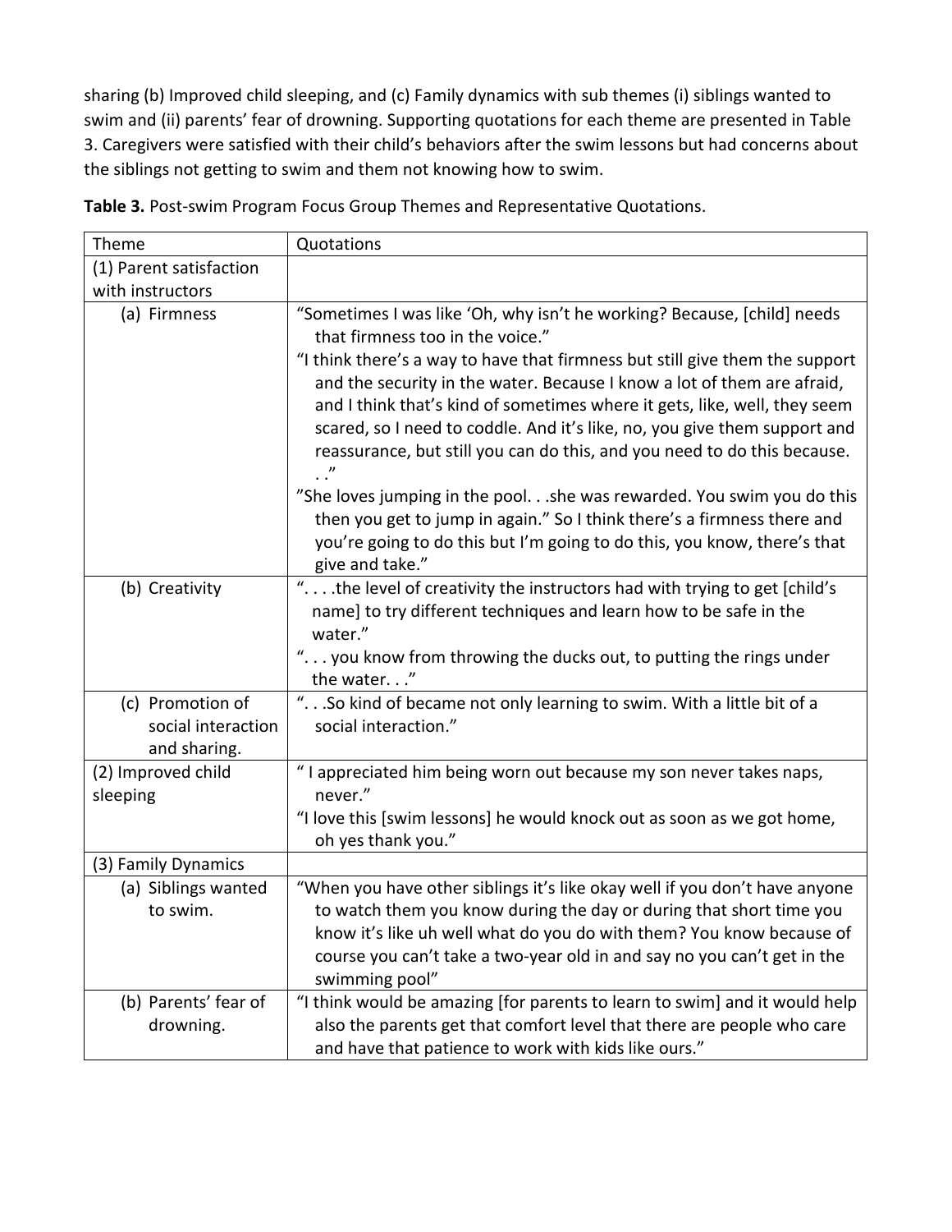sharing (b) Improved child sleeping, and (c) Family dynamics with sub themes (i) siblings wanted to swim and (ii) parents' fear of drowning. Supporting quotations for each theme are presented in Table 3. Caregivers were satisfied with their child's behaviors after the swim lessons but had concerns about the siblings not getting to swim and them not knowing how to swim.

**Table 3.** Post-swim Program Focus Group Themes and Representative Quotations.

| Theme | Quotations |
|---|---|
| (1) Parent satisfaction with instructors | |
| (a) Firmness | "Sometimes I was like 'Oh, why isn't he working? Because, [child] needs that firmness too in the voice."<br>"I think there's a way to have that firmness but still give them the support and the security in the water. Because I know a lot of them are afraid, and I think that's kind of sometimes where it gets, like, well, they seem scared, so I need to coddle. And it's like, no, you give them support and reassurance, but still you can do this, and you need to do this because. . ."<br>"She loves jumping in the pool. . .she was rewarded. You swim you do this then you get to jump in again." So I think there's a firmness there and you're going to do this but I'm going to do this, you know, there's that give and take." |
| (b) Creativity | ". . . .the level of creativity the instructors had with trying to get [child's name] to try different techniques and learn how to be safe in the water."<br>". . . you know from throwing the ducks out, to putting the rings under the water. . ." |
| (c) Promotion of social interaction and sharing. | ". . .So kind of became not only learning to swim. With a little bit of a social interaction." |
| (2) Improved child sleeping | " I appreciated him being worn out because my son never takes naps, never."<br>"I love this [swim lessons] he would knock out as soon as we got home, oh yes thank you." |
| (3) Family Dynamics | |
| (a) Siblings wanted to swim. | "When you have other siblings it's like okay well if you don't have anyone to watch them you know during the day or during that short time you know it's like uh well what do you do with them? You know because of course you can't take a two-year old in and say no you can't get in the swimming pool" |
| (b) Parents' fear of drowning. | "I think would be amazing [for parents to learn to swim] and it would help also the parents get that comfort level that there are people who care and have that patience to work with kids like ours." |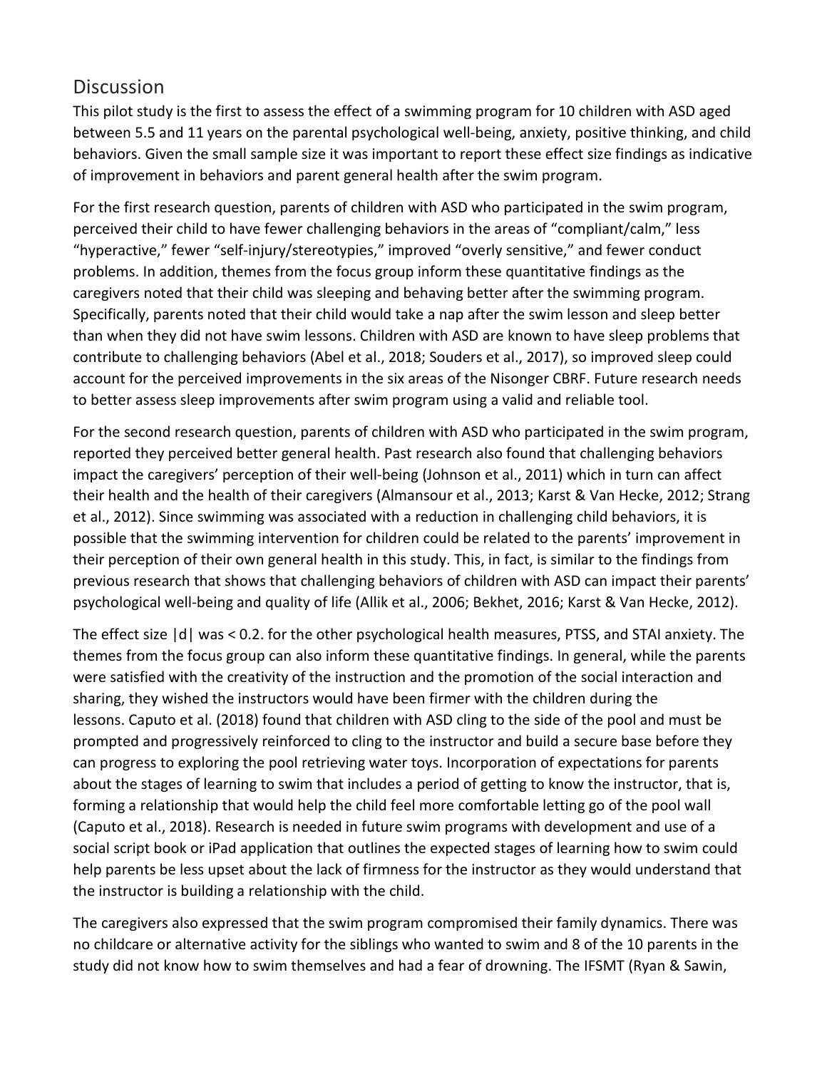## Discussion

This pilot study is the first to assess the effect of a swimming program for 10 children with ASD aged between 5.5 and 11 years on the parental psychological well-being, anxiety, positive thinking, and child behaviors. Given the small sample size it was important to report these effect size findings as indicative of improvement in behaviors and parent general health after the swim program.

For the first research question, parents of children with ASD who participated in the swim program, perceived their child to have fewer challenging behaviors in the areas of "compliant/calm," less "hyperactive," fewer "self-injury/stereotypies," improved "overly sensitive," and fewer conduct problems. In addition, themes from the focus group inform these quantitative findings as the caregivers noted that their child was sleeping and behaving better after the swimming program. Specifically, parents noted that their child would take a nap after the swim lesson and sleep better than when they did not have swim lessons. Children with ASD are known to have sleep problems that contribute to challenging behaviors (Abel et al., 2018; Souders et al., 2017), so improved sleep could account for the perceived improvements in the six areas of the Nisonger CBRF. Future research needs to better assess sleep improvements after swim program using a valid and reliable tool.

For the second research question, parents of children with ASD who participated in the swim program, reported they perceived better general health. Past research also found that challenging behaviors impact the caregivers' perception of their well-being (Johnson et al., 2011) which in turn can affect their health and the health of their caregivers (Almansour et al., 2013; Karst & Van Hecke, 2012; Strang et al., 2012). Since swimming was associated with a reduction in challenging child behaviors, it is possible that the swimming intervention for children could be related to the parents' improvement in their perception of their own general health in this study. This, in fact, is similar to the findings from previous research that shows that challenging behaviors of children with ASD can impact their parents' psychological well-being and quality of life (Allik et al., 2006; Bekhet, 2016; Karst & Van Hecke, 2012).

The effect size $|d|$ was $< 0.2$. for the other psychological health measures, PTSS, and STAI anxiety. The themes from the focus group can also inform these quantitative findings. In general, while the parents were satisfied with the creativity of the instruction and the promotion of the social interaction and sharing, they wished the instructors would have been firmer with the children during the lessons. Caputo et al. (2018) found that children with ASD cling to the side of the pool and must be prompted and progressively reinforced to cling to the instructor and build a secure base before they can progress to exploring the pool retrieving water toys. Incorporation of expectations for parents about the stages of learning to swim that includes a period of getting to know the instructor, that is, forming a relationship that would help the child feel more comfortable letting go of the pool wall (Caputo et al., 2018). Research is needed in future swim programs with development and use of a social script book or iPad application that outlines the expected stages of learning how to swim could help parents be less upset about the lack of firmness for the instructor as they would understand that the instructor is building a relationship with the child.

The caregivers also expressed that the swim program compromised their family dynamics. There was no childcare or alternative activity for the siblings who wanted to swim and 8 of the 10 parents in the study did not know how to swim themselves and had a fear of drowning. The IFSMT (Ryan & Sawin,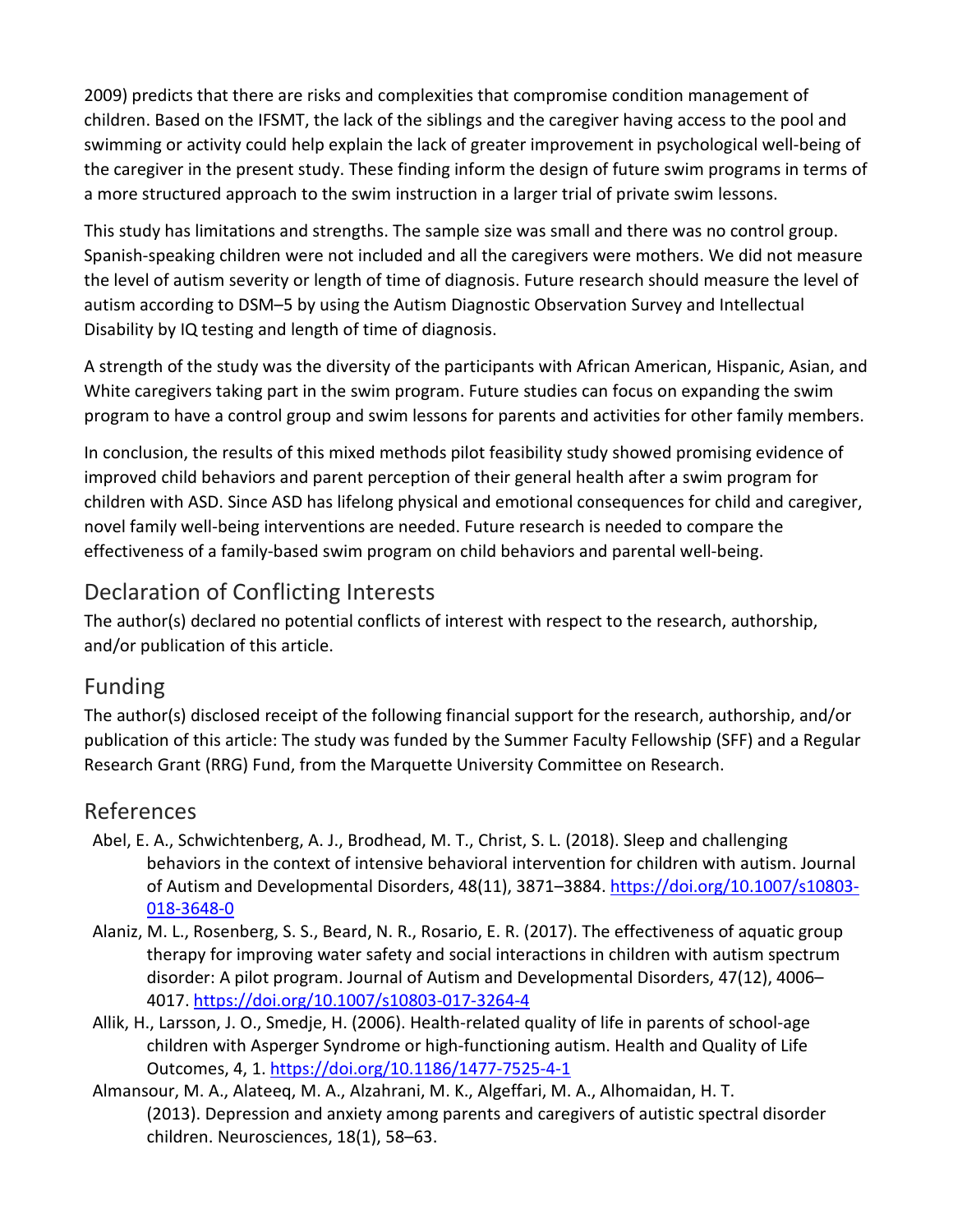2009) predicts that there are risks and complexities that compromise condition management of children. Based on the IFSMT, the lack of the siblings and the caregiver having access to the pool and swimming or activity could help explain the lack of greater improvement in psychological well-being of the caregiver in the present study. These finding inform the design of future swim programs in terms of a more structured approach to the swim instruction in a larger trial of private swim lessons.

This study has limitations and strengths. The sample size was small and there was no control group. Spanish-speaking children were not included and all the caregivers were mothers. We did not measure the level of autism severity or length of time of diagnosis. Future research should measure the level of autism according to DSM–5 by using the Autism Diagnostic Observation Survey and Intellectual Disability by IQ testing and length of time of diagnosis.

A strength of the study was the diversity of the participants with African American, Hispanic, Asian, and White caregivers taking part in the swim program. Future studies can focus on expanding the swim program to have a control group and swim lessons for parents and activities for other family members.

In conclusion, the results of this mixed methods pilot feasibility study showed promising evidence of improved child behaviors and parent perception of their general health after a swim program for children with ASD. Since ASD has lifelong physical and emotional consequences for child and caregiver, novel family well-being interventions are needed. Future research is needed to compare the effectiveness of a family-based swim program on child behaviors and parental well-being.

## Declaration of Conflicting Interests

The author(s) declared no potential conflicts of interest with respect to the research, authorship, and/or publication of this article.

## Funding

The author(s) disclosed receipt of the following financial support for the research, authorship, and/or publication of this article: The study was funded by the Summer Faculty Fellowship (SFF) and a Regular Research Grant (RRG) Fund, from the Marquette University Committee on Research.

## References

Abel, E. A., Schwichtenberg, A. J., Brodhead, M. T., Christ, S. L. (2018). Sleep and challenging behaviors in the context of intensive behavioral intervention for children with autism. Journal of Autism and Developmental Disorders, 48(11), 3871–3884. https://doi.org/10.1007/s10803-018-3648-0

Alaniz, M. L., Rosenberg, S. S., Beard, N. R., Rosario, E. R. (2017). The effectiveness of aquatic group therapy for improving water safety and social interactions in children with autism spectrum disorder: A pilot program. Journal of Autism and Developmental Disorders, 47(12), 4006–4017. https://doi.org/10.1007/s10803-017-3264-4

Allik, H., Larsson, J. O., Smedje, H. (2006). Health-related quality of life in parents of school-age children with Asperger Syndrome or high-functioning autism. Health and Quality of Life Outcomes, 4, 1. https://doi.org/10.1186/1477-7525-4-1

Almansour, M. A., Alateeq, M. A., Alzahrani, M. K., Algeffari, M. A., Alhomaidan, H. T. (2013). Depression and anxiety among parents and caregivers of autistic spectral disorder children. Neurosciences, 18(1), 58–63.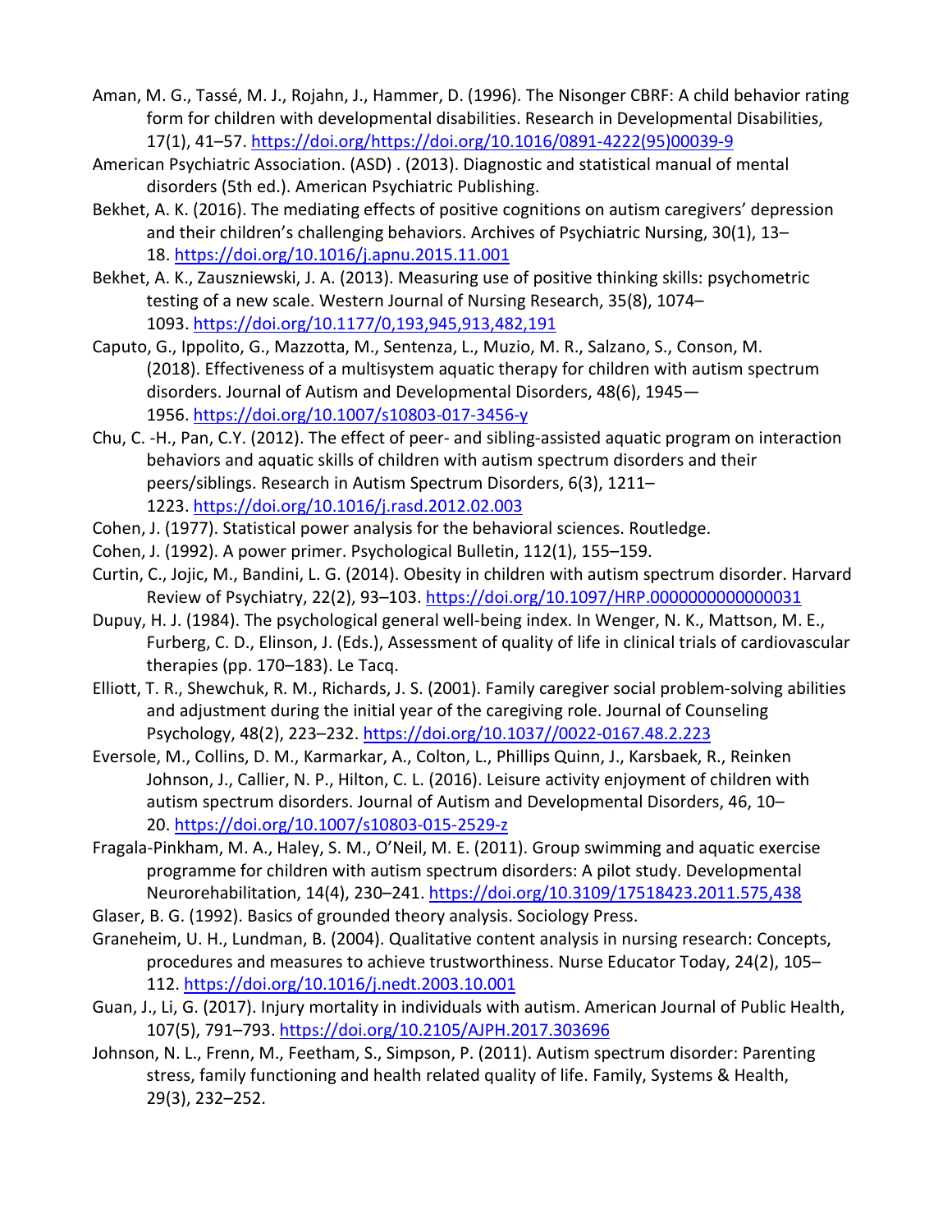Aman, M. G., Tassé, M. J., Rojahn, J., Hammer, D. (1996). The Nisonger CBRF: A child behavior rating form for children with developmental disabilities. Research in Developmental Disabilities, 17(1), 41–57. https://doi.org/https://doi.org/10.1016/0891-4222(95)00039-9

American Psychiatric Association. (ASD) . (2013). Diagnostic and statistical manual of mental disorders (5th ed.). American Psychiatric Publishing.

Bekhet, A. K. (2016). The mediating effects of positive cognitions on autism caregivers' depression and their children's challenging behaviors. Archives of Psychiatric Nursing, 30(1), 13–18. https://doi.org/10.1016/j.apnu.2015.11.001

Bekhet, A. K., Zauszniewski, J. A. (2013). Measuring use of positive thinking skills: psychometric testing of a new scale. Western Journal of Nursing Research, 35(8), 1074–1093. https://doi.org/10.1177/0,193,945,913,482,191

Caputo, G., Ippolito, G., Mazzotta, M., Sentenza, L., Muzio, M. R., Salzano, S., Conson, M. (2018). Effectiveness of a multisystem aquatic therapy for children with autism spectrum disorders. Journal of Autism and Developmental Disorders, 48(6), 1945—1956. https://doi.org/10.1007/s10803-017-3456-y

Chu, C. -H., Pan, C.Y. (2012). The effect of peer- and sibling-assisted aquatic program on interaction behaviors and aquatic skills of children with autism spectrum disorders and their peers/siblings. Research in Autism Spectrum Disorders, 6(3), 1211–1223. https://doi.org/10.1016/j.rasd.2012.02.003

Cohen, J. (1977). Statistical power analysis for the behavioral sciences. Routledge.

Cohen, J. (1992). A power primer. Psychological Bulletin, 112(1), 155–159.

Curtin, C., Jojic, M., Bandini, L. G. (2014). Obesity in children with autism spectrum disorder. Harvard Review of Psychiatry, 22(2), 93–103. https://doi.org/10.1097/HRP.0000000000000031

Dupuy, H. J. (1984). The psychological general well-being index. In Wenger, N. K., Mattson, M. E., Furberg, C. D., Elinson, J. (Eds.), Assessment of quality of life in clinical trials of cardiovascular therapies (pp. 170–183). Le Tacq.

Elliott, T. R., Shewchuk, R. M., Richards, J. S. (2001). Family caregiver social problem-solving abilities and adjustment during the initial year of the caregiving role. Journal of Counseling Psychology, 48(2), 223–232. https://doi.org/10.1037//0022-0167.48.2.223

Eversole, M., Collins, D. M., Karmarkar, A., Colton, L., Phillips Quinn, J., Karsbaek, R., Reinken Johnson, J., Callier, N. P., Hilton, C. L. (2016). Leisure activity enjoyment of children with autism spectrum disorders. Journal of Autism and Developmental Disorders, 46, 10–20. https://doi.org/10.1007/s10803-015-2529-z

Fragala-Pinkham, M. A., Haley, S. M., O'Neil, M. E. (2011). Group swimming and aquatic exercise programme for children with autism spectrum disorders: A pilot study. Developmental Neurorehabilitation, 14(4), 230–241. https://doi.org/10.3109/17518423.2011.575,438

Glaser, B. G. (1992). Basics of grounded theory analysis. Sociology Press.

Graneheim, U. H., Lundman, B. (2004). Qualitative content analysis in nursing research: Concepts, procedures and measures to achieve trustworthiness. Nurse Educator Today, 24(2), 105–112. https://doi.org/10.1016/j.nedt.2003.10.001

Guan, J., Li, G. (2017). Injury mortality in individuals with autism. American Journal of Public Health, 107(5), 791–793. https://doi.org/10.2105/AJPH.2017.303696

Johnson, N. L., Frenn, M., Feetham, S., Simpson, P. (2011). Autism spectrum disorder: Parenting stress, family functioning and health related quality of life. Family, Systems & Health, 29(3), 232–252.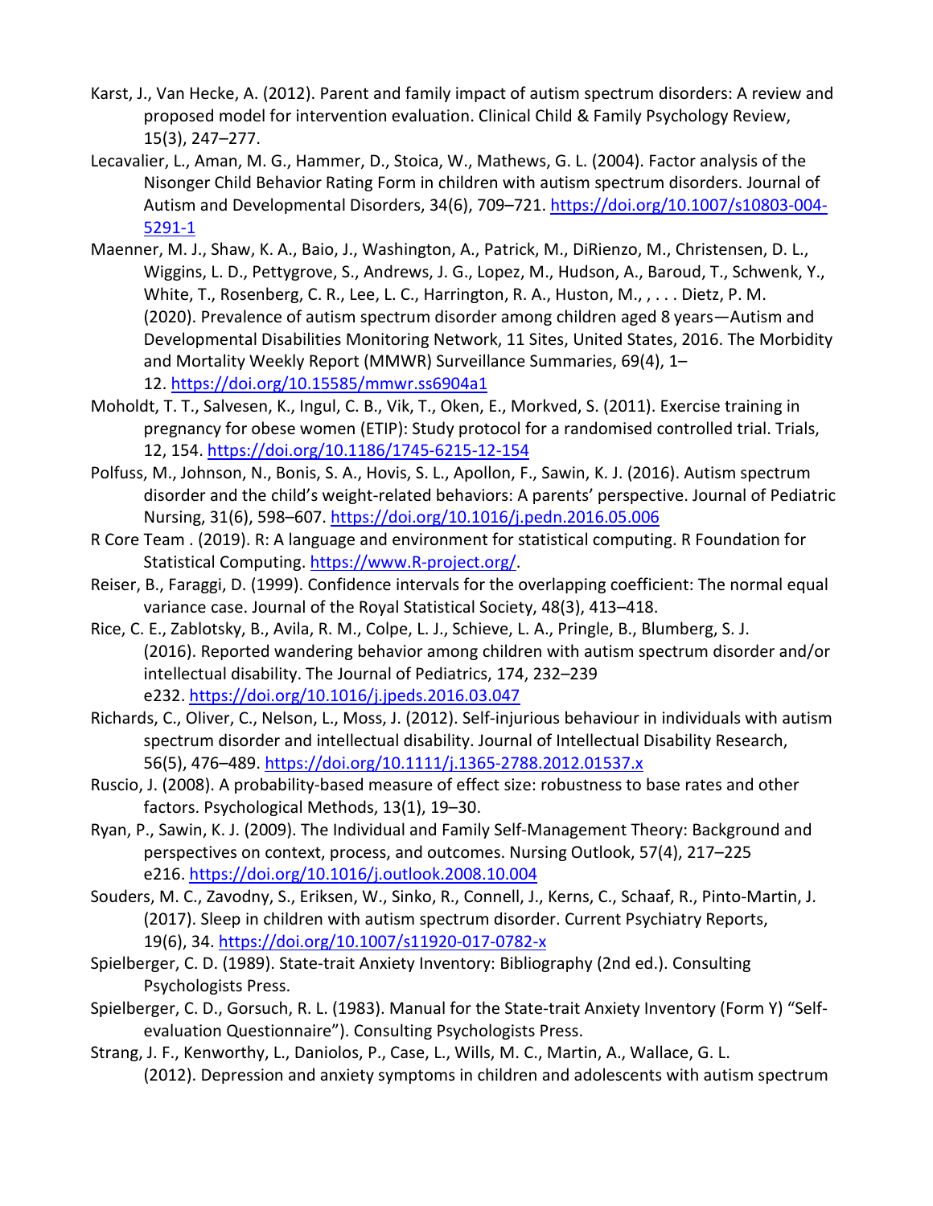Karst, J., Van Hecke, A. (2012). Parent and family impact of autism spectrum disorders: A review and proposed model for intervention evaluation. Clinical Child & Family Psychology Review, 15(3), 247–277.

Lecavalier, L., Aman, M. G., Hammer, D., Stoica, W., Mathews, G. L. (2004). Factor analysis of the Nisonger Child Behavior Rating Form in children with autism spectrum disorders. Journal of Autism and Developmental Disorders, 34(6), 709–721. https://doi.org/10.1007/s10803-004-5291-1

Maenner, M. J., Shaw, K. A., Baio, J., Washington, A., Patrick, M., DiRienzo, M., Christensen, D. L., Wiggins, L. D., Pettygrove, S., Andrews, J. G., Lopez, M., Hudson, A., Baroud, T., Schwenk, Y., White, T., Rosenberg, C. R., Lee, L. C., Harrington, R. A., Huston, M., , . . . Dietz, P. M. (2020). Prevalence of autism spectrum disorder among children aged 8 years—Autism and Developmental Disabilities Monitoring Network, 11 Sites, United States, 2016. The Morbidity and Mortality Weekly Report (MMWR) Surveillance Summaries, 69(4), 1–12. https://doi.org/10.15585/mmwr.ss6904a1

Moholdt, T. T., Salvesen, K., Ingul, C. B., Vik, T., Oken, E., Morkved, S. (2011). Exercise training in pregnancy for obese women (ETIP): Study protocol for a randomised controlled trial. Trials, 12, 154. https://doi.org/10.1186/1745-6215-12-154

Polfuss, M., Johnson, N., Bonis, S. A., Hovis, S. L., Apollon, F., Sawin, K. J. (2016). Autism spectrum disorder and the child's weight-related behaviors: A parents' perspective. Journal of Pediatric Nursing, 31(6), 598–607. https://doi.org/10.1016/j.pedn.2016.05.006

R Core Team . (2019). R: A language and environment for statistical computing. R Foundation for Statistical Computing. https://www.R-project.org/.

Reiser, B., Faraggi, D. (1999). Confidence intervals for the overlapping coefficient: The normal equal variance case. Journal of the Royal Statistical Society, 48(3), 413–418.

Rice, C. E., Zablotsky, B., Avila, R. M., Colpe, L. J., Schieve, L. A., Pringle, B., Blumberg, S. J. (2016). Reported wandering behavior among children with autism spectrum disorder and/or intellectual disability. The Journal of Pediatrics, 174, 232–239 e232. https://doi.org/10.1016/j.jpeds.2016.03.047

Richards, C., Oliver, C., Nelson, L., Moss, J. (2012). Self-injurious behaviour in individuals with autism spectrum disorder and intellectual disability. Journal of Intellectual Disability Research, 56(5), 476–489. https://doi.org/10.1111/j.1365-2788.2012.01537.x

Ruscio, J. (2008). A probability-based measure of effect size: robustness to base rates and other factors. Psychological Methods, 13(1), 19–30.

Ryan, P., Sawin, K. J. (2009). The Individual and Family Self-Management Theory: Background and perspectives on context, process, and outcomes. Nursing Outlook, 57(4), 217–225 e216. https://doi.org/10.1016/j.outlook.2008.10.004

Souders, M. C., Zavodny, S., Eriksen, W., Sinko, R., Connell, J., Kerns, C., Schaaf, R., Pinto-Martin, J. (2017). Sleep in children with autism spectrum disorder. Current Psychiatry Reports, 19(6), 34. https://doi.org/10.1007/s11920-017-0782-x

Spielberger, C. D. (1989). State-trait Anxiety Inventory: Bibliography (2nd ed.). Consulting Psychologists Press.

Spielberger, C. D., Gorsuch, R. L. (1983). Manual for the State-trait Anxiety Inventory (Form Y) "Self-evaluation Questionnaire"). Consulting Psychologists Press.

Strang, J. F., Kenworthy, L., Daniolos, P., Case, L., Wills, M. C., Martin, A., Wallace, G. L. (2012). Depression and anxiety symptoms in children and adolescents with autism spectrum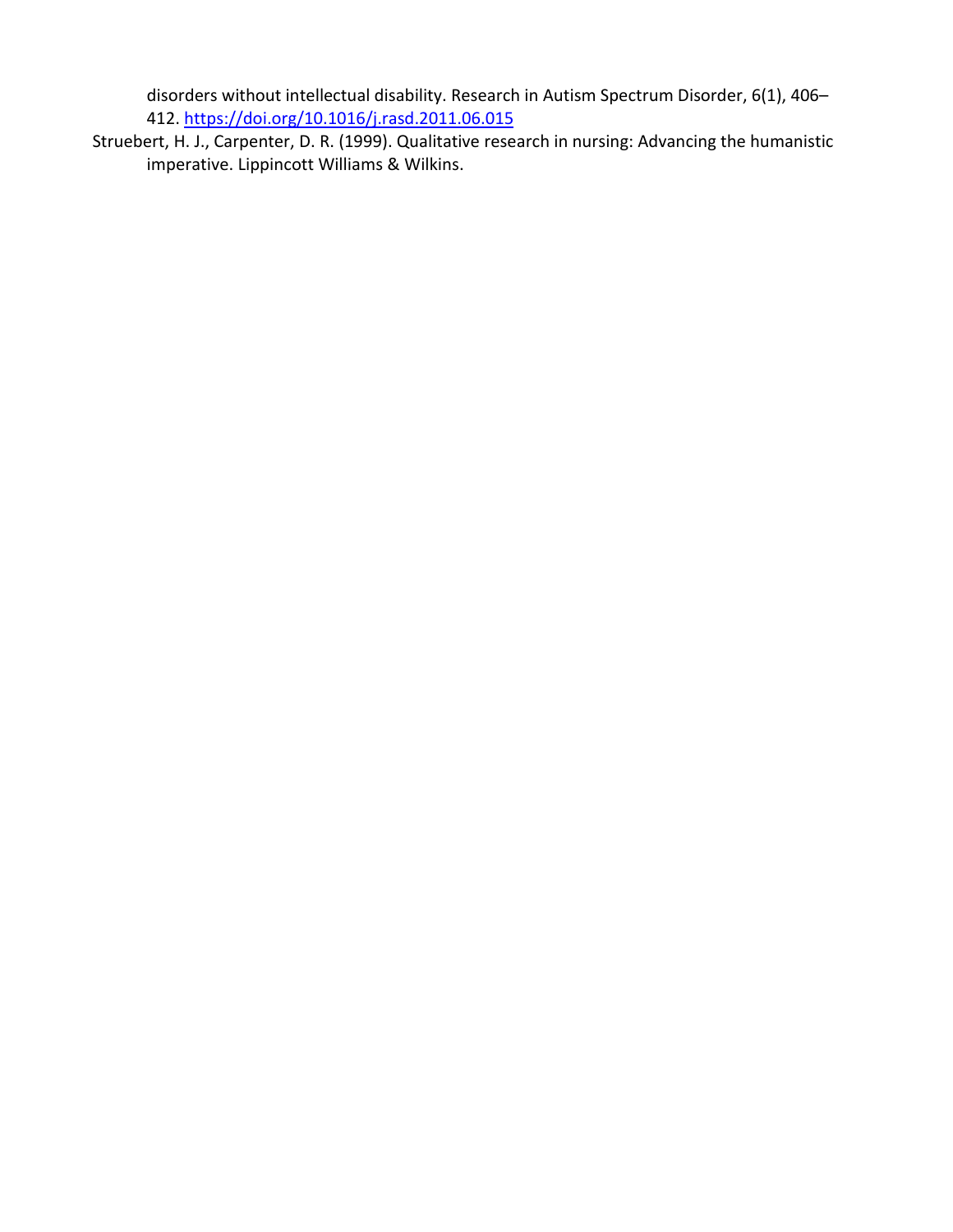disorders without intellectual disability. Research in Autism Spectrum Disorder, 6(1), 406–412. https://doi.org/10.1016/j.rasd.2011.06.015

Struebert, H. J., Carpenter, D. R. (1999). Qualitative research in nursing: Advancing the humanistic imperative. Lippincott Williams & Wilkins.